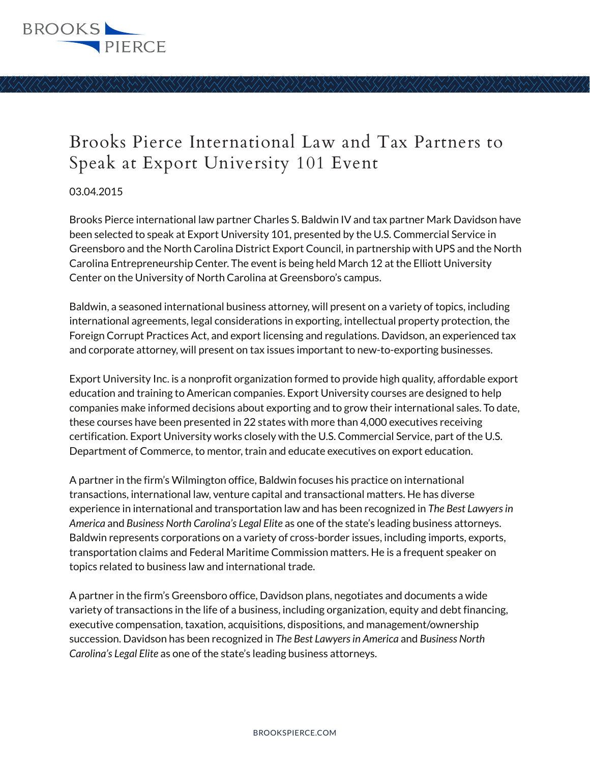# Brooks Pierce International Law and Tax Partners to Speak at Export University 101 Event

03.04.2015

Brooks Pierce international law partner Charles S. Baldwin IV and tax partner Mark Davidson have been selected to speak at Export University 101, presented by the U.S. Commercial Service in Greensboro and the North Carolina District Export Council, in partnership with UPS and the North Carolina Entrepreneurship Center. The event is being held March 12 at the Elliott University Center on the University of North Carolina at Greensboro's campus.

Baldwin, a seasoned international business attorney, will present on a variety of topics, including international agreements, legal considerations in exporting, intellectual property protection, the Foreign Corrupt Practices Act, and export licensing and regulations. Davidson, an experienced tax and corporate attorney, will present on tax issues important to new-to-exporting businesses.

Export University Inc. is a nonprofit organization formed to provide high quality, affordable export education and training to American companies. Export University courses are designed to help companies make informed decisions about exporting and to grow their international sales. To date, these courses have been presented in 22 states with more than 4,000 executives receiving certification. Export University works closely with the U.S. Commercial Service, part of the U.S. Department of Commerce, to mentor, train and educate executives on export education.

A partner in the firm's Wilmington office, Baldwin focuses his practice on international transactions, international law, venture capital and transactional matters. He has diverse experience in international and transportation law and has been recognized in *The Best Lawyers in America* and *Business North Carolina's Legal Elite* as one of the state's leading business attorneys. Baldwin represents corporations on a variety of cross-border issues, including imports, exports, transportation claims and Federal Maritime Commission matters. He is a frequent speaker on topics related to business law and international trade.

A partner in the firm's Greensboro office, Davidson plans, negotiates and documents a wide variety of transactions in the life of a business, including organization, equity and debt financing, executive compensation, taxation, acquisitions, dispositions, and management/ownership succession. Davidson has been recognized in *The Best Lawyers in America* and *Business North Carolina's Legal Elite* as one of the state's leading business attorneys.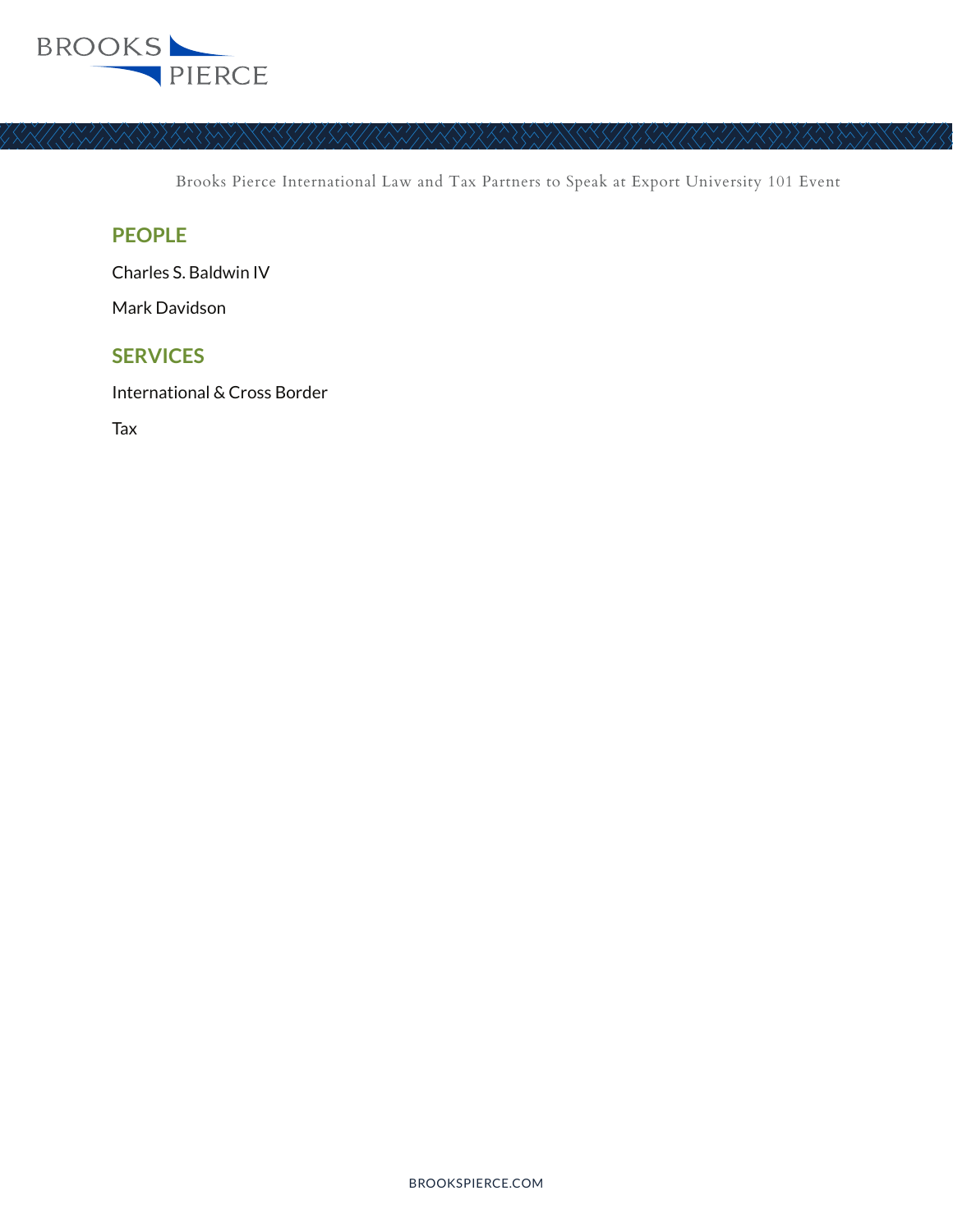## PEOPLE

Charles S. Baldwin IV

Mark Davidson

## SERVICES

International & Cross Border

Tax